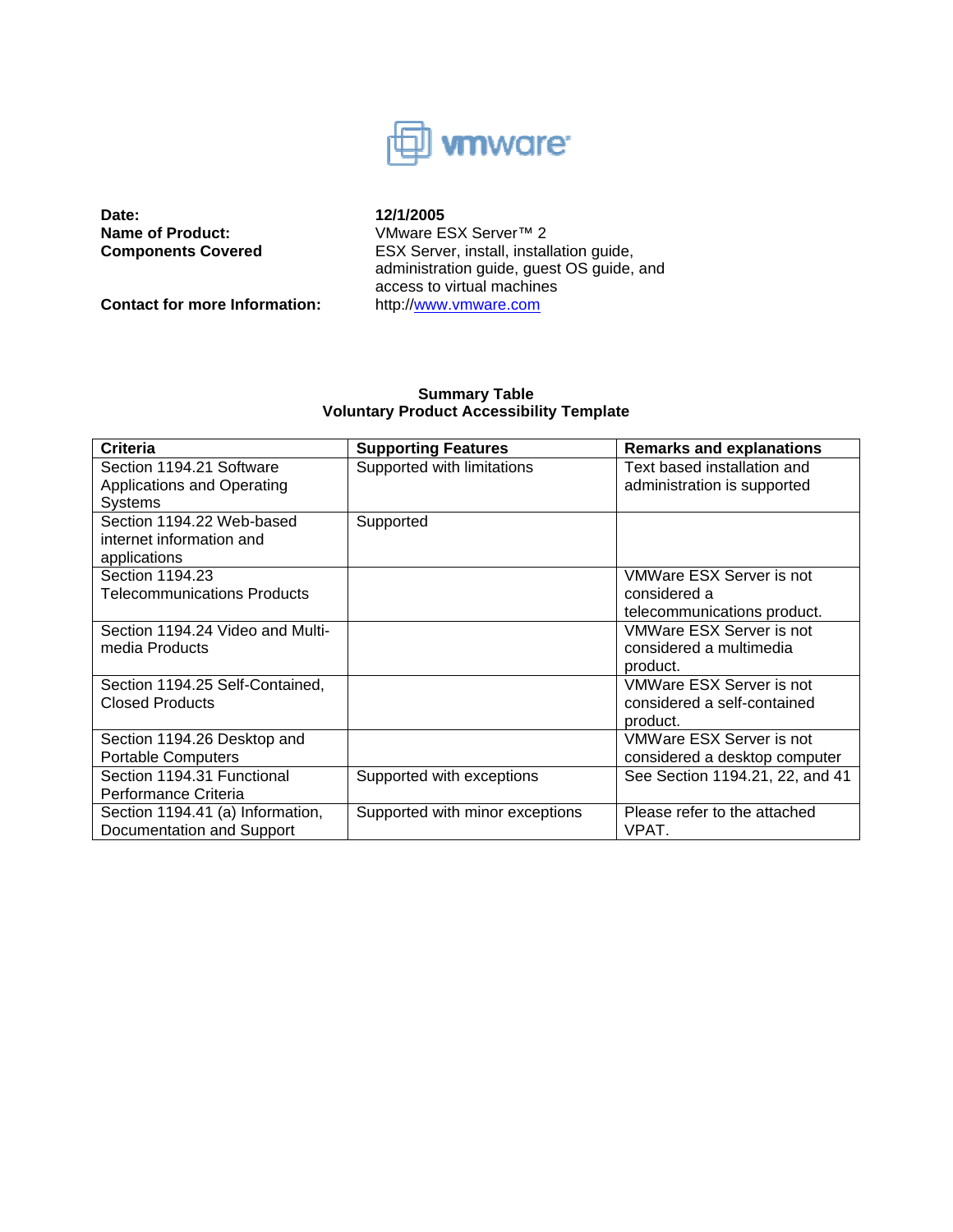vmware

**Date:** **12/1/2005**
**Name of Product:** VMware ESX Server™ 2
**Components Covered** ESX Server, install, installation guide, administration guide, guest OS guide, and access to virtual machines
**Contact for more Information:** http://www.vmware.com

**Summary Table**
**Voluntary Product Accessibility Template**

| **Criteria** | **Supporting Features** | **Remarks and explanations** |
| --- | --- | --- |
| Section 1194.21 Software Applications and Operating Systems | Supported with limitations | Text based installation and administration is supported |
| Section 1194.22 Web-based internet information and applications | Supported | |
| Section 1194.23 Telecommunications Products | | VMWare ESX Server is not considered a telecommunications product. |
| Section 1194.24 Video and Multi-media Products | | VMWare ESX Server is not considered a multimedia product. |
| Section 1194.25 Self-Contained, Closed Products | | VMWare ESX Server is not considered a self-contained product. |
| Section 1194.26 Desktop and Portable Computers | | VMWare ESX Server is not considered a desktop computer |
| Section 1194.31 Functional Performance Criteria | Supported with exceptions | See Section 1194.21, 22, and 41 |
| Section 1194.41 (a) Information, Documentation and Support | Supported with minor exceptions | Please refer to the attached VPAT. |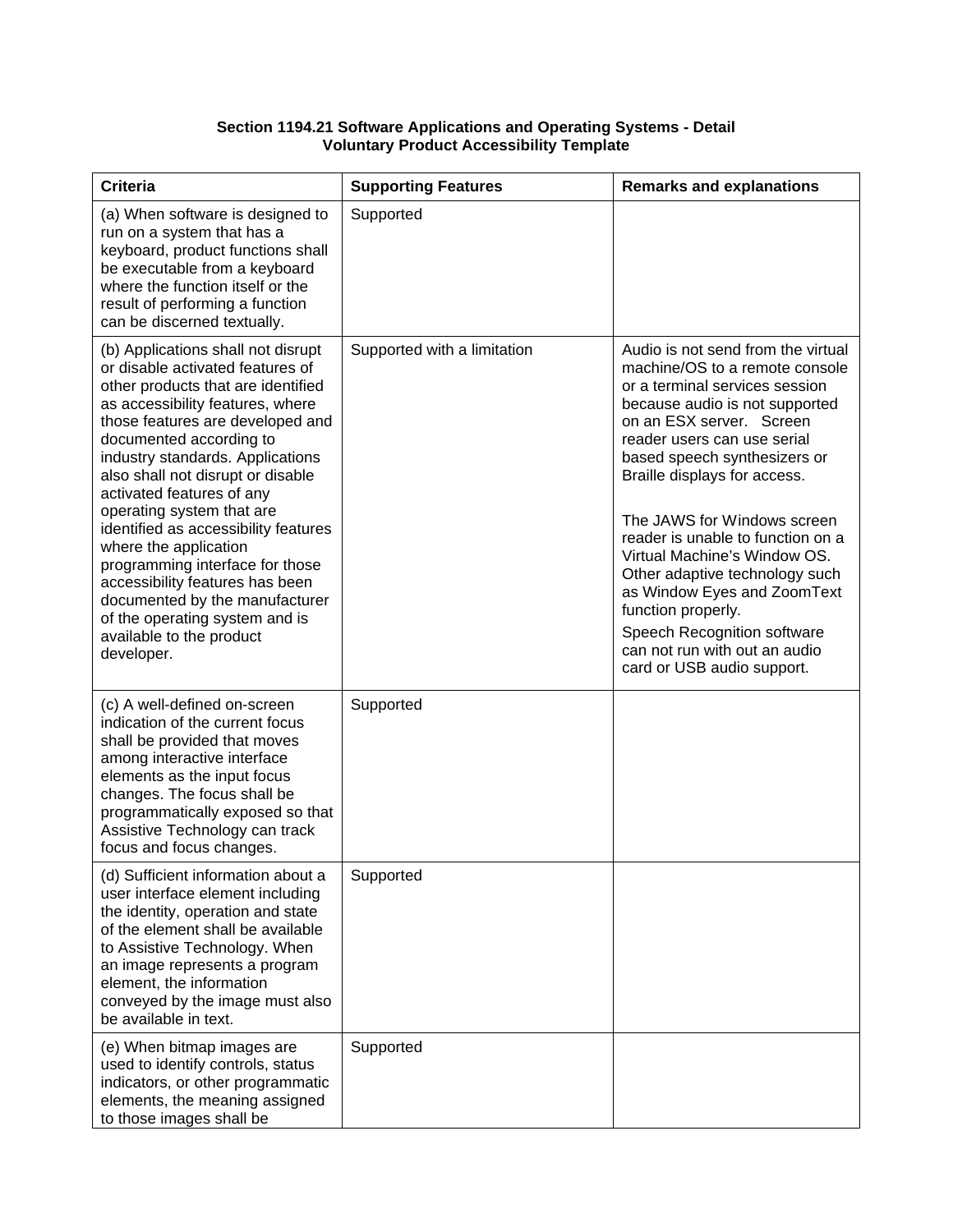**Section 1194.21 Software Applications and Operating Systems - Detail**
**Voluntary Product Accessibility Template**

| Criteria | Supporting Features | Remarks and explanations |
| --- | --- | --- |
| (a) When software is designed to run on a system that has a keyboard, product functions shall be executable from a keyboard where the function itself or the result of performing a function can be discerned textually. | Supported | |
| (b) Applications shall not disrupt or disable activated features of other products that are identified as accessibility features, where those features are developed and documented according to industry standards. Applications also shall not disrupt or disable activated features of any operating system that are identified as accessibility features where the application programming interface for those accessibility features has been documented by the manufacturer of the operating system and is available to the product developer. | Supported with a limitation | Audio is not send from the virtual machine/OS to a remote console or a terminal services session because audio is not supported on an ESX server. Screen reader users can use serial based speech synthesizers or Braille displays for access.<br><br>The JAWS for Windows screen reader is unable to function on a Virtual Machine's Window OS. Other adaptive technology such as Window Eyes and ZoomText function properly.<br>Speech Recognition software can not run with out an audio card or USB audio support. |
| (c) A well-defined on-screen indication of the current focus shall be provided that moves among interactive interface elements as the input focus changes. The focus shall be programmatically exposed so that Assistive Technology can track focus and focus changes. | Supported | |
| (d) Sufficient information about a user interface element including the identity, operation and state of the element shall be available to Assistive Technology. When an image represents a program element, the information conveyed by the image must also be available in text. | Supported | |
| (e) When bitmap images are used to identify controls, status indicators, or other programmatic elements, the meaning assigned to those images shall be | Supported | |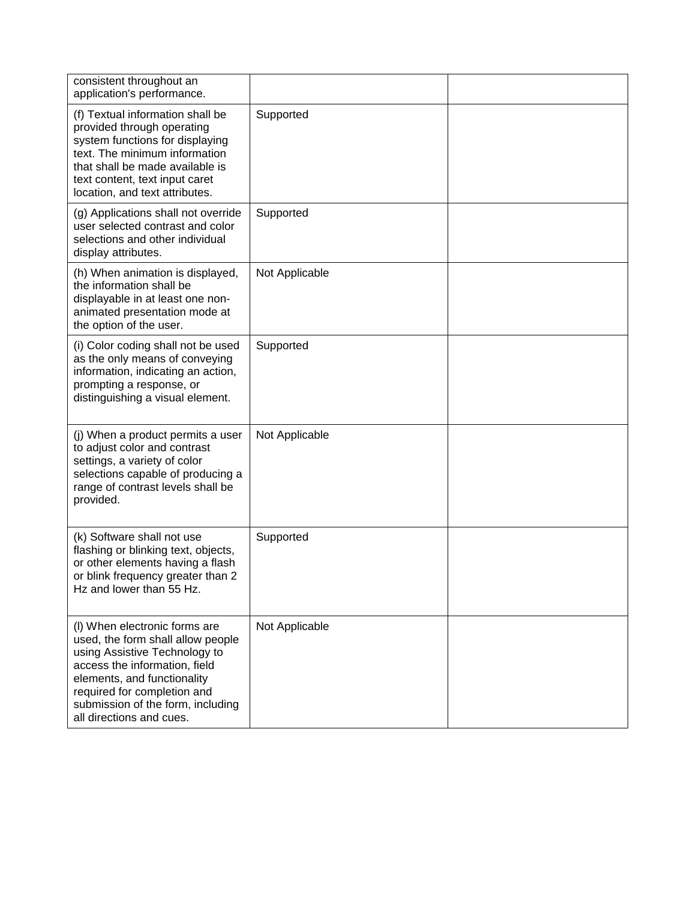| | | |
|---|---|---|
| consistent throughout an application's performance. | | |
| (f) Textual information shall be provided through operating system functions for displaying text. The minimum information that shall be made available is text content, text input caret location, and text attributes. | Supported | |
| (g) Applications shall not override user selected contrast and color selections and other individual display attributes. | Supported | |
| (h) When animation is displayed, the information shall be displayable in at least one non-animated presentation mode at the option of the user. | Not Applicable | |
| (i) Color coding shall not be used as the only means of conveying information, indicating an action, prompting a response, or distinguishing a visual element. | Supported | |
| (j) When a product permits a user to adjust color and contrast settings, a variety of color selections capable of producing a range of contrast levels shall be provided. | Not Applicable | |
| (k) Software shall not use flashing or blinking text, objects, or other elements having a flash or blink frequency greater than 2 Hz and lower than 55 Hz. | Supported | |
| (l) When electronic forms are used, the form shall allow people using Assistive Technology to access the information, field elements, and functionality required for completion and submission of the form, including all directions and cues. | Not Applicable | |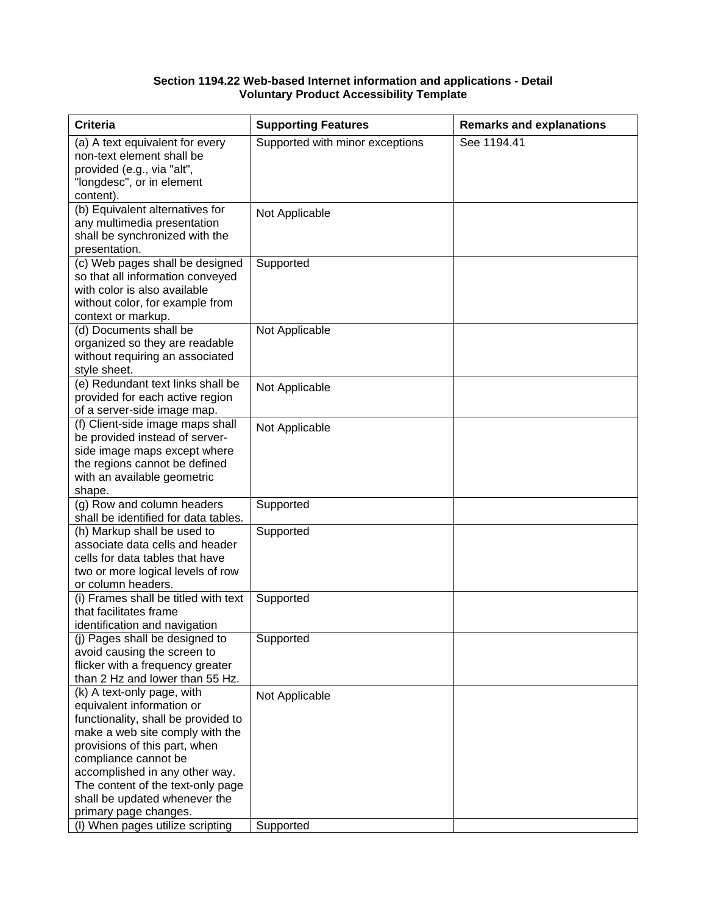**Section 1194.22 Web-based Internet information and applications - Detail**
**Voluntary Product Accessibility Template**

| Criteria | Supporting Features | Remarks and explanations |
|---|---|---|
| (a) A text equivalent for every non-text element shall be provided (e.g., via "alt", "longdesc", or in element content). | Supported with minor exceptions | See 1194.41 |
| (b) Equivalent alternatives for any multimedia presentation shall be synchronized with the presentation. | Not Applicable | |
| (c) Web pages shall be designed so that all information conveyed with color is also available without color, for example from context or markup. | Supported | |
| (d) Documents shall be organized so they are readable without requiring an associated style sheet. | Not Applicable | |
| (e) Redundant text links shall be provided for each active region of a server-side image map. | Not Applicable | |
| (f) Client-side image maps shall be provided instead of server-side image maps except where the regions cannot be defined with an available geometric shape. | Not Applicable | |
| (g) Row and column headers shall be identified for data tables. | Supported | |
| (h) Markup shall be used to associate data cells and header cells for data tables that have two or more logical levels of row or column headers. | Supported | |
| (i) Frames shall be titled with text that facilitates frame identification and navigation | Supported | |
| (j) Pages shall be designed to avoid causing the screen to flicker with a frequency greater than 2 Hz and lower than 55 Hz. | Supported | |
| (k) A text-only page, with equivalent information or functionality, shall be provided to make a web site comply with the provisions of this part, when compliance cannot be accomplished in any other way. The content of the text-only page shall be updated whenever the primary page changes. | Not Applicable | |
| (l) When pages utilize scripting | Supported | |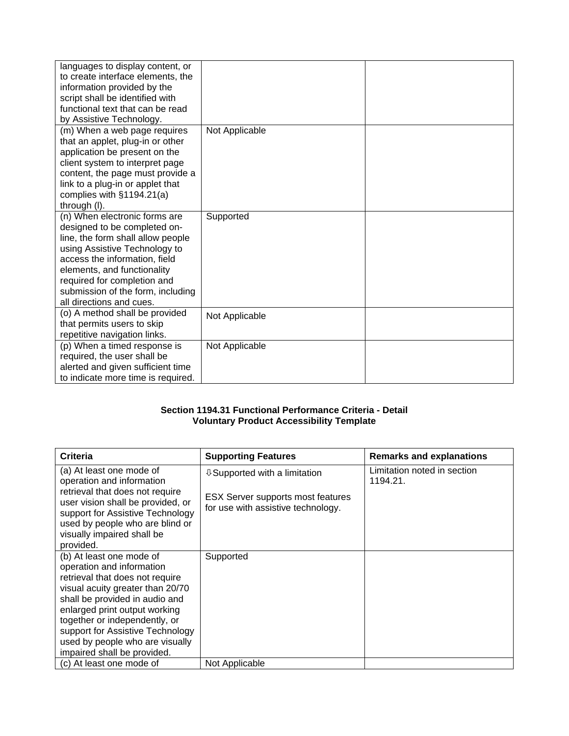| | | |
|---|---|---|
| languages to display content, or to create interface elements, the information provided by the script shall be identified with functional text that can be read by Assistive Technology. | | |
| (m) When a web page requires that an applet, plug-in or other application be present on the client system to interpret page content, the page must provide a link to a plug-in or applet that complies with §1194.21(a) through (l). | Not Applicable | |
| (n) When electronic forms are designed to be completed on-line, the form shall allow people using Assistive Technology to access the information, field elements, and functionality required for completion and submission of the form, including all directions and cues. | Supported | |
| (o) A method shall be provided that permits users to skip repetitive navigation links. | Not Applicable | |
| (p) When a timed response is required, the user shall be alerted and given sufficient time to indicate more time is required. | Not Applicable | |

**Section 1194.31 Functional Performance Criteria - Detail**
**Voluntary Product Accessibility Template**

| Criteria | Supporting Features | Remarks and explanations |
|---|---|---|
| (a) At least one mode of operation and information retrieval that does not require user vision shall be provided, or support for Assistive Technology used by people who are blind or visually impaired shall be provided. | ⇩Supported with a limitation<br><br>ESX Server supports most features for use with assistive technology. | Limitation noted in section 1194.21. |
| (b) At least one mode of operation and information retrieval that does not require visual acuity greater than 20/70 shall be provided in audio and enlarged print output working together or independently, or support for Assistive Technology used by people who are visually impaired shall be provided. | Supported | |
| (c) At least one mode of | Not Applicable | |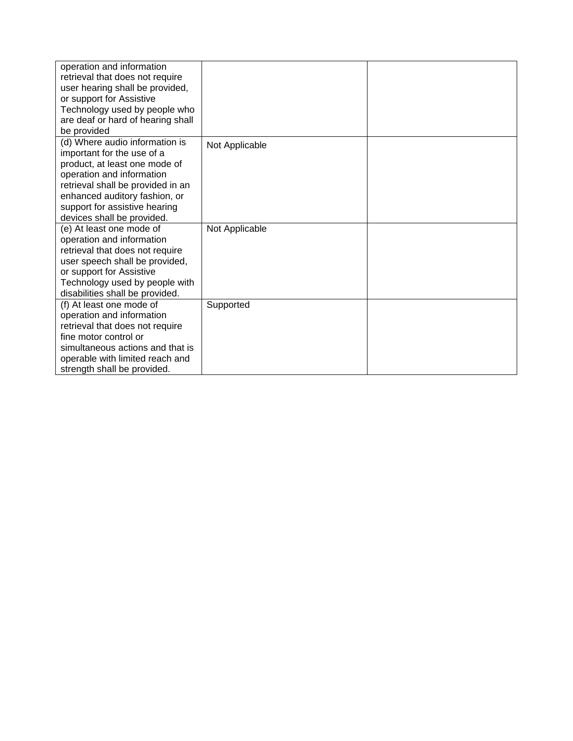| | | |
|---|---|---|
| operation and information retrieval that does not require user hearing shall be provided, or support for Assistive Technology used by people who are deaf or hard of hearing shall be provided | | |
| (d) Where audio information is important for the use of a product, at least one mode of operation and information retrieval shall be provided in an enhanced auditory fashion, or support for assistive hearing devices shall be provided. | Not Applicable | |
| (e) At least one mode of operation and information retrieval that does not require user speech shall be provided, or support for Assistive Technology used by people with disabilities shall be provided. | Not Applicable | |
| (f) At least one mode of operation and information retrieval that does not require fine motor control or simultaneous actions and that is operable with limited reach and strength shall be provided. | Supported | |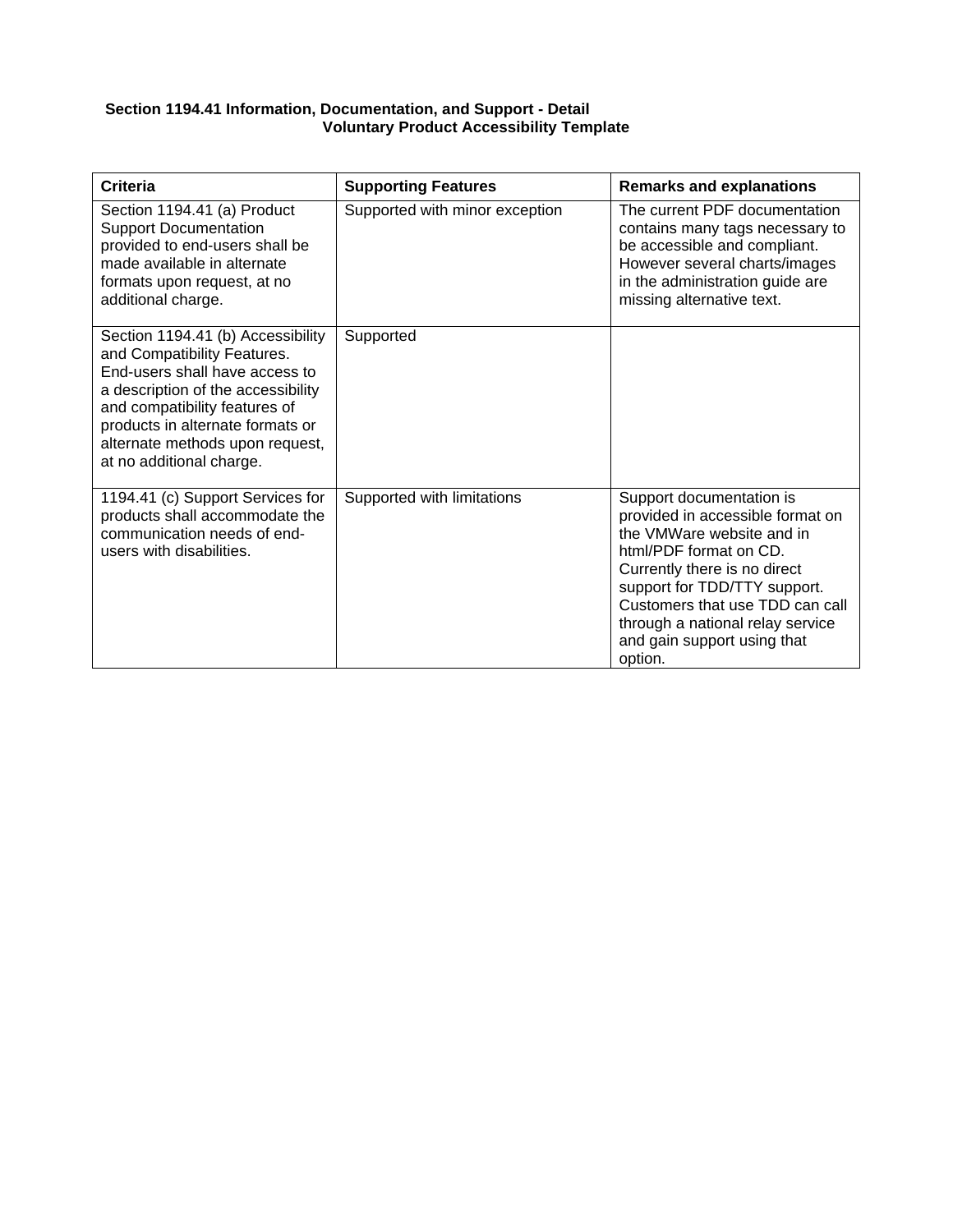**Section 1194.41 Information, Documentation, and Support - Detail**
**Voluntary Product Accessibility Template**

| Criteria | Supporting Features | Remarks and explanations |
|---|---|---|
| Section 1194.41 (a) Product Support Documentation provided to end-users shall be made available in alternate formats upon request, at no additional charge. | Supported with minor exception | The current PDF documentation contains many tags necessary to be accessible and compliant. However several charts/images in the administration guide are missing alternative text. |
| Section 1194.41 (b) Accessibility and Compatibility Features. End-users shall have access to a description of the accessibility and compatibility features of products in alternate formats or alternate methods upon request, at no additional charge. | Supported | |
| 1194.41 (c) Support Services for products shall accommodate the communication needs of end-users with disabilities. | Supported with limitations | Support documentation is provided in accessible format on the VMWare website and in html/PDF format on CD. Currently there is no direct support for TDD/TTY support. Customers that use TDD can call through a national relay service and gain support using that option. |